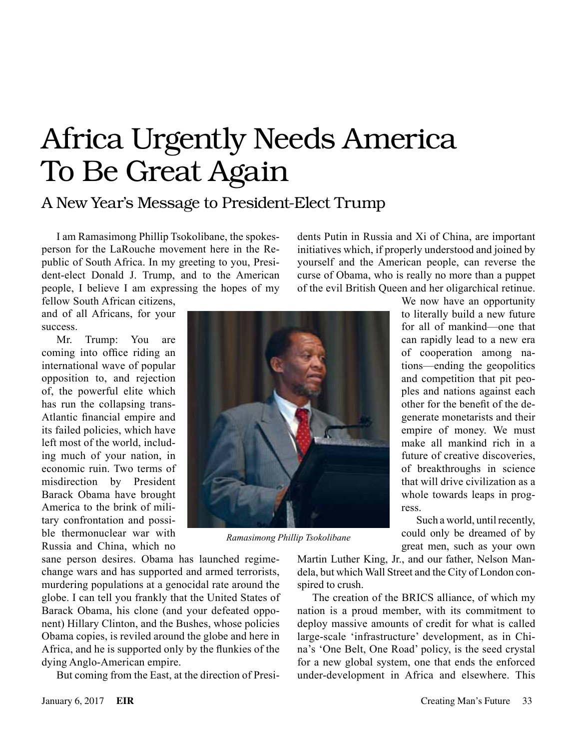# Africa Urgently Needs America To Be Great Again

## A New Year's Message to President-Elect Trump

I am Ramasimong Phillip Tsokolibane, the spokesperson for the LaRouche movement here in the Republic of South Africa. In my greeting to you, President-elect Donald J. Trump, and to the American people, I believe I am expressing the hopes of my fellow South African citizens, and of all Africans, for your success.

Mr. Trump: You are coming into office riding an international wave of popular opposition to, and rejection of, the powerful elite which has run the collapsing trans-Atlantic financial empire and its failed policies, which have left most of the world, including much of your nation, in economic ruin. Two terms of misdirection by President Barack Obama have brought America to the brink of military confrontation and possible thermonuclear war with Russia and China, which no sane person desires. Obama has launched regime-change wars and has supported and armed terrorists, murdering populations at a genocidal rate around the globe. I can tell you frankly that the United States of Barack Obama, his clone (and your defeated opponent) Hillary Clinton, and the Bushes, whose policies Obama copies, is reviled around the globe and here in Africa, and he is supported only by the flunkies of the dying Anglo-American empire.

But coming from the East, at the direction of Presidents Putin in Russia and Xi of China, are important initiatives which, if properly understood and joined by yourself and the American people, can reverse the curse of Obama, who is really no more than a puppet of the evil British Queen and her oligarchical retinue.

*Ramasimong Phillip Tsokolibane*

We now have an opportunity to literally build a new future for all of mankind—one that can rapidly lead to a new era of cooperation among nations—ending the geopolitics and competition that pit peoples and nations against each other for the benefit of the degenerate monetarists and their empire of money. We must make all mankind rich in a future of creative discoveries, of breakthroughs in science that will drive civilization as a whole towards leaps in progress.

Such a world, until recently, could only be dreamed of by great men, such as your own Martin Luther King, Jr., and our father, Nelson Mandela, but which Wall Street and the City of London conspired to crush.

The creation of the BRICS alliance, of which my nation is a proud member, with its commitment to deploy massive amounts of credit for what is called large-scale 'infrastructure' development, as in China's 'One Belt, One Road' policy, is the seed crystal for a new global system, one that ends the enforced under-development in Africa and elsewhere. This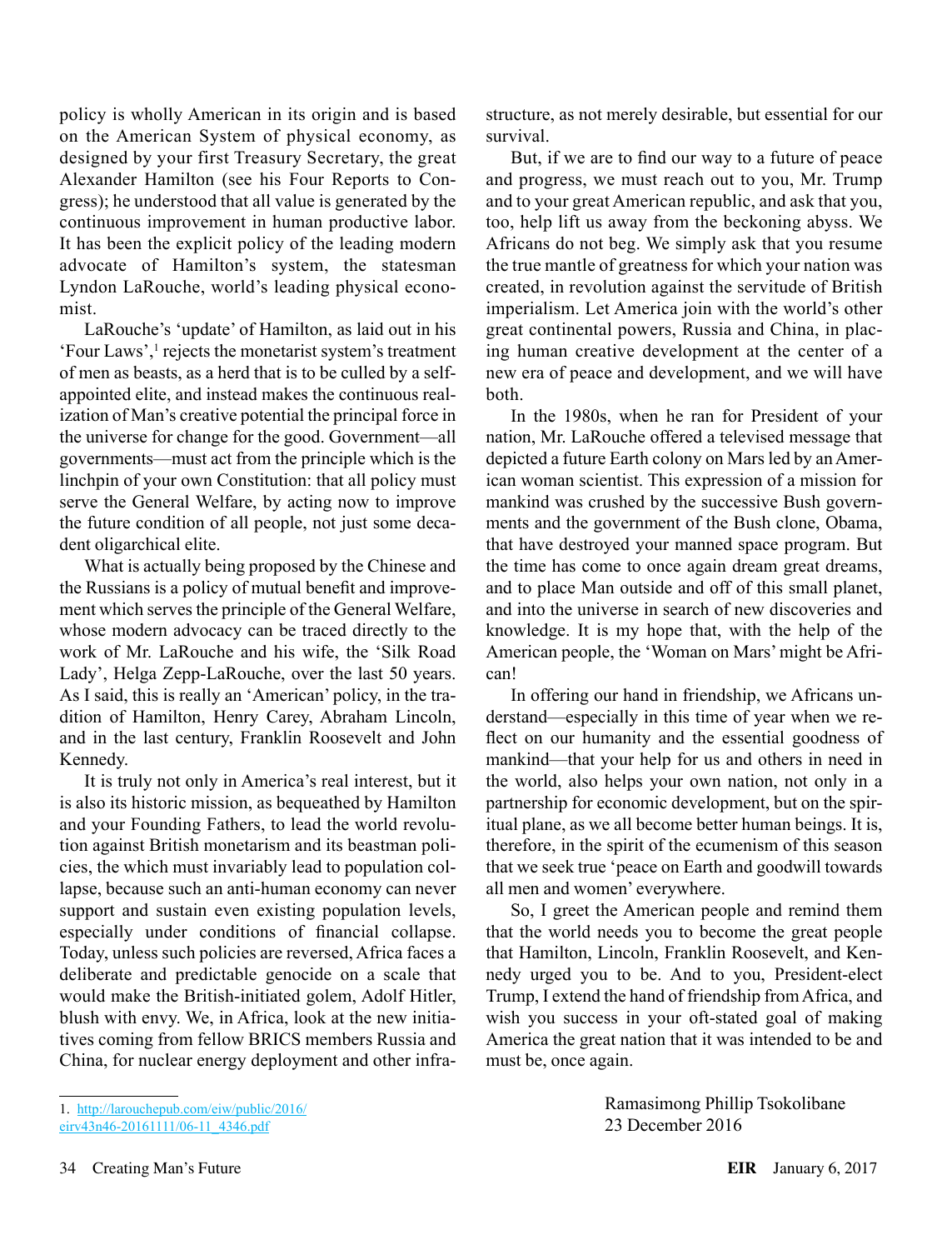policy is wholly American in its origin and is based on the American System of physical economy, as designed by your first Treasury Secretary, the great Alexander Hamilton (see his Four Reports to Congress); he understood that all value is generated by the continuous improvement in human productive labor. It has been the explicit policy of the leading modern advocate of Hamilton's system, the statesman Lyndon LaRouche, world's leading physical economist.

LaRouche's 'update' of Hamilton, as laid out in his 'Four Laws',[1] rejects the monetarist system's treatment of men as beasts, as a herd that is to be culled by a self-appointed elite, and instead makes the continuous realization of Man's creative potential the principal force in the universe for change for the good. Government—all governments—must act from the principle which is the linchpin of your own Constitution: that all policy must serve the General Welfare, by acting now to improve the future condition of all people, not just some decadent oligarchical elite.

What is actually being proposed by the Chinese and the Russians is a policy of mutual benefit and improvement which serves the principle of the General Welfare, whose modern advocacy can be traced directly to the work of Mr. LaRouche and his wife, the 'Silk Road Lady', Helga Zepp-LaRouche, over the last 50 years. As I said, this is really an 'American' policy, in the tradition of Hamilton, Henry Carey, Abraham Lincoln, and in the last century, Franklin Roosevelt and John Kennedy.

It is truly not only in America's real interest, but it is also its historic mission, as bequeathed by Hamilton and your Founding Fathers, to lead the world revolution against British monetarism and its beastman policies, the which must invariably lead to population collapse, because such an anti-human economy can never support and sustain even existing population levels, especially under conditions of financial collapse. Today, unless such policies are reversed, Africa faces a deliberate and predictable genocide on a scale that would make the British-initiated golem, Adolf Hitler, blush with envy. We, in Africa, look at the new initiatives coming from fellow BRICS members Russia and China, for nuclear energy deployment and other infrastructure, as not merely desirable, but essential for our survival.

But, if we are to find our way to a future of peace and progress, we must reach out to you, Mr. Trump and to your great American republic, and ask that you, too, help lift us away from the beckoning abyss. We Africans do not beg. We simply ask that you resume the true mantle of greatness for which your nation was created, in revolution against the servitude of British imperialism. Let America join with the world's other great continental powers, Russia and China, in placing human creative development at the center of a new era of peace and development, and we will have both.

In the 1980s, when he ran for President of your nation, Mr. LaRouche offered a televised message that depicted a future Earth colony on Mars led by an American woman scientist. This expression of a mission for mankind was crushed by the successive Bush governments and the government of the Bush clone, Obama, that have destroyed your manned space program. But the time has come to once again dream great dreams, and to place Man outside and off of this small planet, and into the universe in search of new discoveries and knowledge. It is my hope that, with the help of the American people, the 'Woman on Mars' might be African!

In offering our hand in friendship, we Africans understand—especially in this time of year when we reflect on our humanity and the essential goodness of mankind—that your help for us and others in need in the world, also helps your own nation, not only in a partnership for economic development, but on the spiritual plane, as we all become better human beings. It is, therefore, in the spirit of the ecumenism of this season that we seek true 'peace on Earth and goodwill towards all men and women' everywhere.

So, I greet the American people and remind them that the world needs you to become the great people that Hamilton, Lincoln, Franklin Roosevelt, and Kennedy urged you to be. And to you, President-elect Trump, I extend the hand of friendship from Africa, and wish you success in your oft-stated goal of making America the great nation that it was intended to be and must be, once again.

Ramasimong Phillip Tsokolibane
23 December 2016

---

1. http://larouchepub.com/eiw/public/2016/eirv43n46-20161111/06-11_4346.pdf